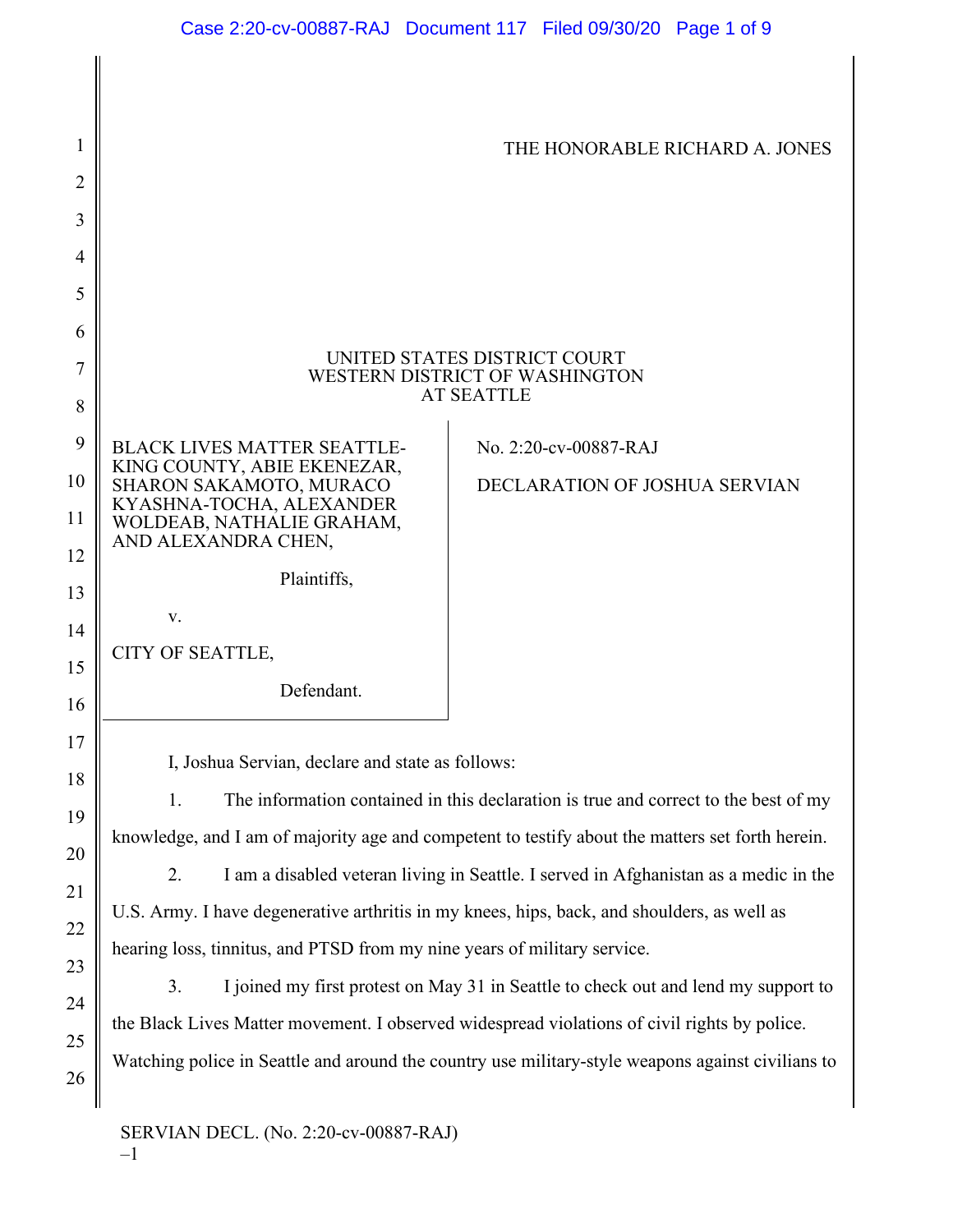THE HONORABLE RICHARD A. JONES

UNITED STATES DISTRICT COURT
WESTERN DISTRICT OF WASHINGTON
AT SEATTLE

| | |
|---|---|
| BLACK LIVES MATTER SEATTLE-KING COUNTY, ABIE EKENEZAR, SHARON SAKAMOTO, MURACO KYASHNA-TOCHA, ALEXANDER WOLDEAB, NATHALIE GRAHAM, AND ALEXANDRA CHEN,<br><br>Plaintiffs,<br><br>v.<br><br>CITY OF SEATTLE,<br><br>Defendant. | No. 2:20-cv-00887-RAJ<br><br>DECLARATION OF JOSHUA SERVIAN |

I, Joshua Servian, declare and state as follows:

1. The information contained in this declaration is true and correct to the best of my knowledge, and I am of majority age and competent to testify about the matters set forth herein.

2. I am a disabled veteran living in Seattle. I served in Afghanistan as a medic in the U.S. Army. I have degenerative arthritis in my knees, hips, back, and shoulders, as well as hearing loss, tinnitus, and PTSD from my nine years of military service.

3. I joined my first protest on May 31 in Seattle to check out and lend my support to the Black Lives Matter movement. I observed widespread violations of civil rights by police. Watching police in Seattle and around the country use military-style weapons against civilians to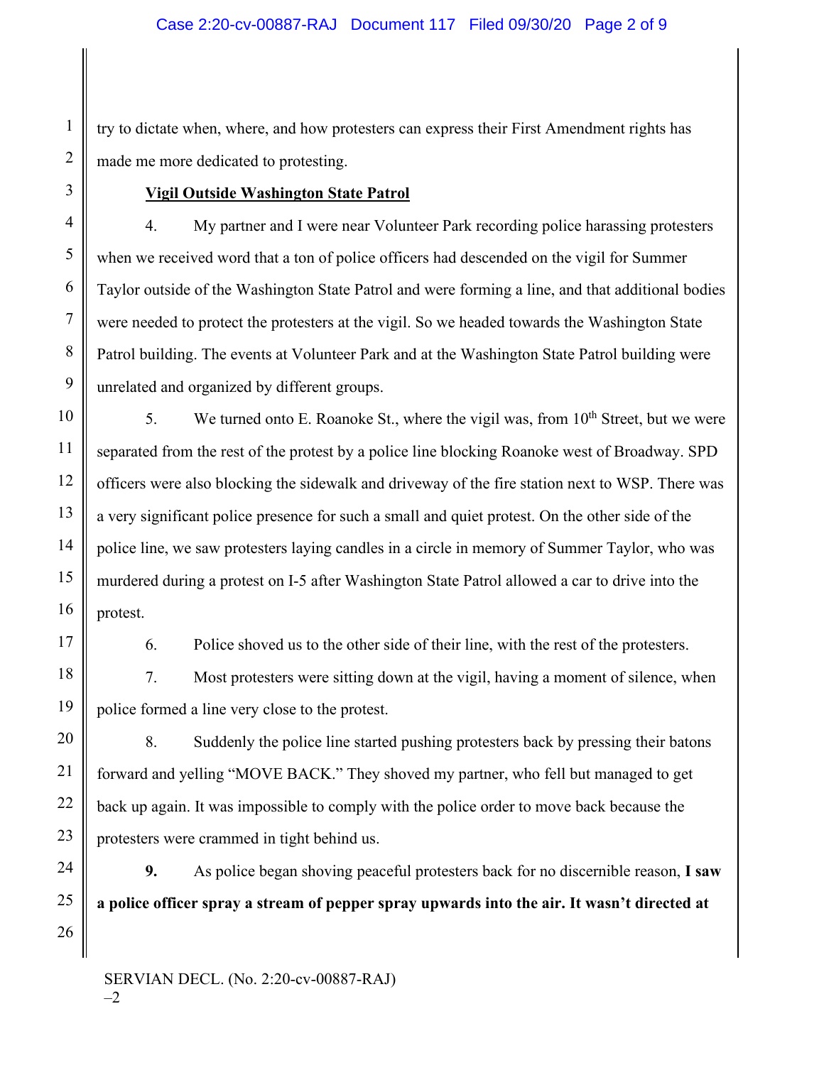try to dictate when, where, and how protesters can express their First Amendment rights has made me more dedicated to protesting.

**<u>Vigil Outside Washington State Patrol</u>**

4. My partner and I were near Volunteer Park recording police harassing protesters when we received word that a ton of police officers had descended on the vigil for Summer Taylor outside of the Washington State Patrol and were forming a line, and that additional bodies were needed to protect the protesters at the vigil. So we headed towards the Washington State Patrol building. The events at Volunteer Park and at the Washington State Patrol building were unrelated and organized by different groups.

5. We turned onto E. Roanoke St., where the vigil was, from 10th Street, but we were separated from the rest of the protest by a police line blocking Roanoke west of Broadway. SPD officers were also blocking the sidewalk and driveway of the fire station next to WSP. There was a very significant police presence for such a small and quiet protest. On the other side of the police line, we saw protesters laying candles in a circle in memory of Summer Taylor, who was murdered during a protest on I-5 after Washington State Patrol allowed a car to drive into the protest.

6. Police shoved us to the other side of their line, with the rest of the protesters.

7. Most protesters were sitting down at the vigil, having a moment of silence, when police formed a line very close to the protest.

8. Suddenly the police line started pushing protesters back by pressing their batons forward and yelling "MOVE BACK." They shoved my partner, who fell but managed to get back up again. It was impossible to comply with the police order to move back because the protesters were crammed in tight behind us.

**9.** As police began shoving peaceful protesters back for no discernible reason, **I saw a police officer spray a stream of pepper spray upwards into the air. It wasn't directed at**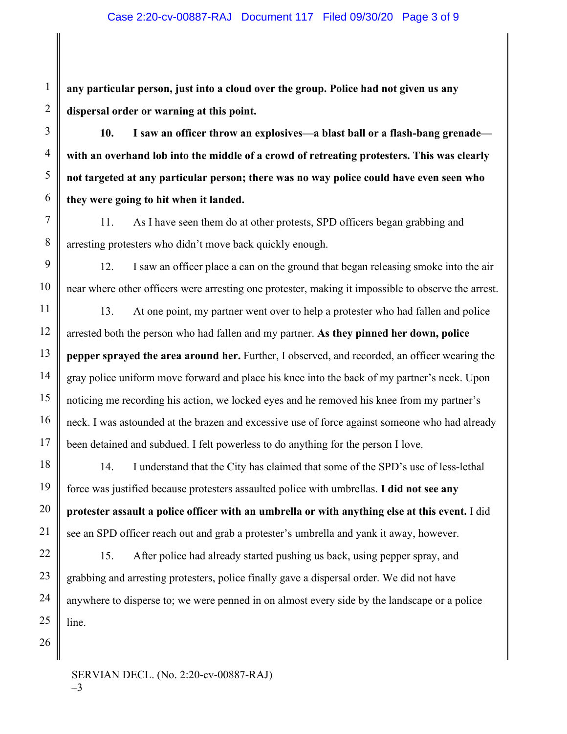**any particular person, just into a cloud over the group. Police had not given us any dispersal order or warning at this point.**

**10. I saw an officer throw an explosives—a blast ball or a flash-bang grenade—with an overhand lob into the middle of a crowd of retreating protesters. This was clearly not targeted at any particular person; there was no way police could have even seen who they were going to hit when it landed.**

11. As I have seen them do at other protests, SPD officers began grabbing and arresting protesters who didn't move back quickly enough.

12. I saw an officer place a can on the ground that began releasing smoke into the air near where other officers were arresting one protester, making it impossible to observe the arrest.

13. At one point, my partner went over to help a protester who had fallen and police arrested both the person who had fallen and my partner. **As they pinned her down, police pepper sprayed the area around her.** Further, I observed, and recorded, an officer wearing the gray police uniform move forward and place his knee into the back of my partner's neck. Upon noticing me recording his action, we locked eyes and he removed his knee from my partner's neck. I was astounded at the brazen and excessive use of force against someone who had already been detained and subdued. I felt powerless to do anything for the person I love.

14. I understand that the City has claimed that some of the SPD's use of less-lethal force was justified because protesters assaulted police with umbrellas. **I did not see any protester assault a police officer with an umbrella or with anything else at this event.** I did see an SPD officer reach out and grab a protester's umbrella and yank it away, however.

15. After police had already started pushing us back, using pepper spray, and grabbing and arresting protesters, police finally gave a dispersal order. We did not have anywhere to disperse to; we were penned in on almost every side by the landscape or a police line.

SERVIAN DECL. (No. 2:20-cv-00887-RAJ)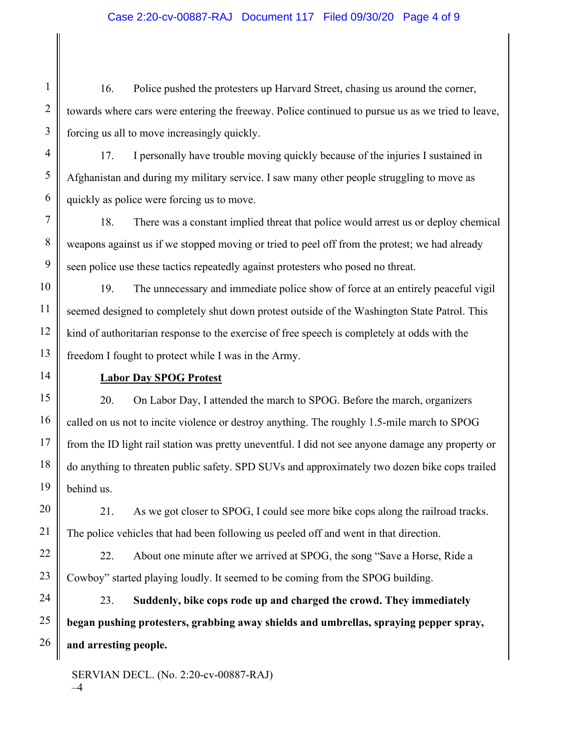16. Police pushed the protesters up Harvard Street, chasing us around the corner, towards where cars were entering the freeway. Police continued to pursue us as we tried to leave, forcing us all to move increasingly quickly.

17. I personally have trouble moving quickly because of the injuries I sustained in Afghanistan and during my military service. I saw many other people struggling to move as quickly as police were forcing us to move.

18. There was a constant implied threat that police would arrest us or deploy chemical weapons against us if we stopped moving or tried to peel off from the protest; we had already seen police use these tactics repeatedly against protesters who posed no threat.

19. The unnecessary and immediate police show of force at an entirely peaceful vigil seemed designed to completely shut down protest outside of the Washington State Patrol. This kind of authoritarian response to the exercise of free speech is completely at odds with the freedom I fought to protect while I was in the Army.

**Labor Day SPOG Protest**

20. On Labor Day, I attended the march to SPOG. Before the march, organizers called on us not to incite violence or destroy anything. The roughly 1.5-mile march to SPOG from the ID light rail station was pretty uneventful. I did not see anyone damage any property or do anything to threaten public safety. SPD SUVs and approximately two dozen bike cops trailed behind us.

21. As we got closer to SPOG, I could see more bike cops along the railroad tracks. The police vehicles that had been following us peeled off and went in that direction.

22. About one minute after we arrived at SPOG, the song "Save a Horse, Ride a Cowboy" started playing loudly. It seemed to be coming from the SPOG building.

23. **Suddenly, bike cops rode up and charged the crowd. They immediately began pushing protesters, grabbing away shields and umbrellas, spraying pepper spray, and arresting people.**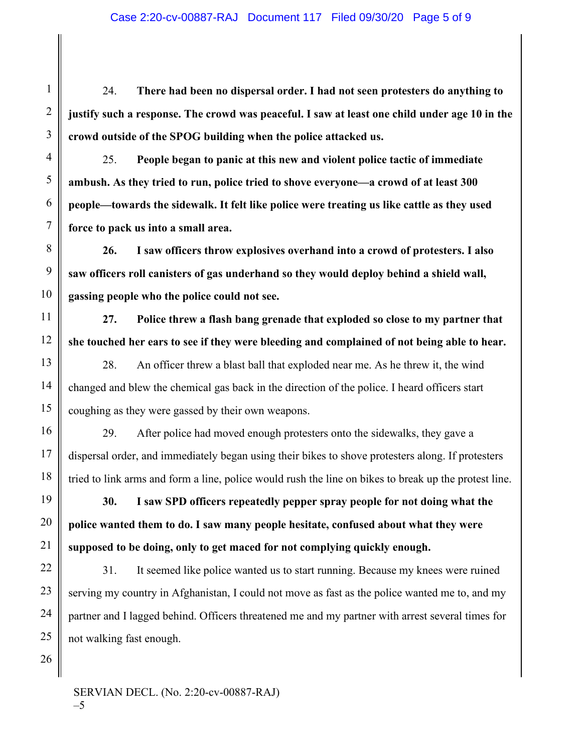24. **There had been no dispersal order. I had not seen protesters do anything to justify such a response. The crowd was peaceful. I saw at least one child under age 10 in the crowd outside of the SPOG building when the police attacked us.**

25. **People began to panic at this new and violent police tactic of immediate ambush. As they tried to run, police tried to shove everyone—a crowd of at least 300 people—towards the sidewalk. It felt like police were treating us like cattle as they used force to pack us into a small area.**

**26. I saw officers throw explosives overhand into a crowd of protesters. I also saw officers roll canisters of gas underhand so they would deploy behind a shield wall, gassing people who the police could not see.**

**27. Police threw a flash bang grenade that exploded so close to my partner that she touched her ears to see if they were bleeding and complained of not being able to hear.**

28. An officer threw a blast ball that exploded near me. As he threw it, the wind changed and blew the chemical gas back in the direction of the police. I heard officers start coughing as they were gassed by their own weapons.

29. After police had moved enough protesters onto the sidewalks, they gave a dispersal order, and immediately began using their bikes to shove protesters along. If protesters tried to link arms and form a line, police would rush the line on bikes to break up the protest line.

**30. I saw SPD officers repeatedly pepper spray people for not doing what the police wanted them to do. I saw many people hesitate, confused about what they were supposed to be doing, only to get maced for not complying quickly enough.**

31. It seemed like police wanted us to start running. Because my knees were ruined serving my country in Afghanistan, I could not move as fast as the police wanted me to, and my partner and I lagged behind. Officers threatened me and my partner with arrest several times for not walking fast enough.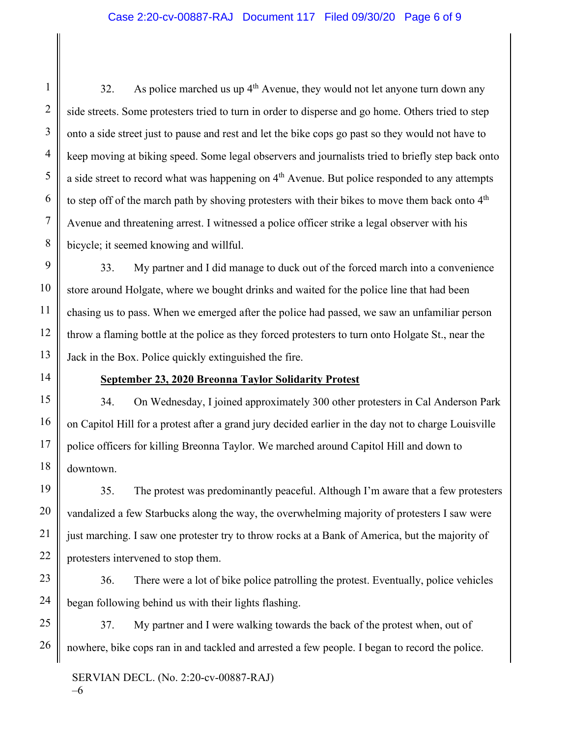32. As police marched us up 4th Avenue, they would not let anyone turn down any side streets. Some protesters tried to turn in order to disperse and go home. Others tried to step onto a side street just to pause and rest and let the bike cops go past so they would not have to keep moving at biking speed. Some legal observers and journalists tried to briefly step back onto a side street to record what was happening on 4th Avenue. But police responded to any attempts to step off of the march path by shoving protesters with their bikes to move them back onto 4th Avenue and threatening arrest. I witnessed a police officer strike a legal observer with his bicycle; it seemed knowing and willful.

33. My partner and I did manage to duck out of the forced march into a convenience store around Holgate, where we bought drinks and waited for the police line that had been chasing us to pass. When we emerged after the police had passed, we saw an unfamiliar person throw a flaming bottle at the police as they forced protesters to turn onto Holgate St., near the Jack in the Box. Police quickly extinguished the fire.

**September 23, 2020 Breonna Taylor Solidarity Protest**

34. On Wednesday, I joined approximately 300 other protesters in Cal Anderson Park on Capitol Hill for a protest after a grand jury decided earlier in the day not to charge Louisville police officers for killing Breonna Taylor. We marched around Capitol Hill and down to downtown.

35. The protest was predominantly peaceful. Although I'm aware that a few protesters vandalized a few Starbucks along the way, the overwhelming majority of protesters I saw were just marching. I saw one protester try to throw rocks at a Bank of America, but the majority of protesters intervened to stop them.

36. There were a lot of bike police patrolling the protest. Eventually, police vehicles began following behind us with their lights flashing.

37. My partner and I were walking towards the back of the protest when, out of nowhere, bike cops ran in and tackled and arrested a few people. I began to record the police.

SERVIAN DECL. (No. 2:20-cv-00887-RAJ)
–6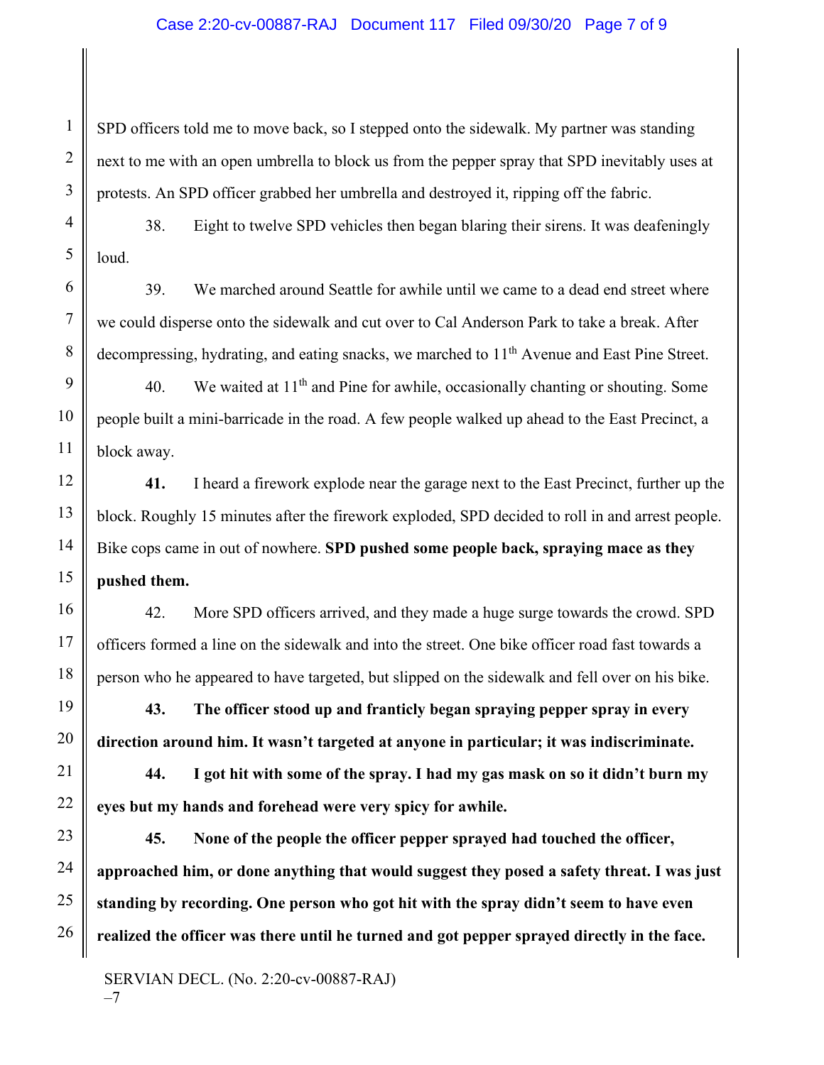SPD officers told me to move back, so I stepped onto the sidewalk. My partner was standing next to me with an open umbrella to block us from the pepper spray that SPD inevitably uses at protests. An SPD officer grabbed her umbrella and destroyed it, ripping off the fabric.

38. Eight to twelve SPD vehicles then began blaring their sirens. It was deafeningly loud.

39. We marched around Seattle for awhile until we came to a dead end street where we could disperse onto the sidewalk and cut over to Cal Anderson Park to take a break. After decompressing, hydrating, and eating snacks, we marched to 11th Avenue and East Pine Street.

40. We waited at 11th and Pine for awhile, occasionally chanting or shouting. Some people built a mini-barricade in the road. A few people walked up ahead to the East Precinct, a block away.

**41.** I heard a firework explode near the garage next to the East Precinct, further up the block. Roughly 15 minutes after the firework exploded, SPD decided to roll in and arrest people. Bike cops came in out of nowhere. **SPD pushed some people back, spraying mace as they pushed them.**

42. More SPD officers arrived, and they made a huge surge towards the crowd. SPD officers formed a line on the sidewalk and into the street. One bike officer road fast towards a person who he appeared to have targeted, but slipped on the sidewalk and fell over on his bike.

**43. The officer stood up and franticly began spraying pepper spray in every direction around him. It wasn't targeted at anyone in particular; it was indiscriminate.**

**44. I got hit with some of the spray. I had my gas mask on so it didn't burn my eyes but my hands and forehead were very spicy for awhile.**

**45. None of the people the officer pepper sprayed had touched the officer, approached him, or done anything that would suggest they posed a safety threat. I was just standing by recording. One person who got hit with the spray didn't seem to have even realized the officer was there until he turned and got pepper sprayed directly in the face.**

SERVIAN DECL. (No. 2:20-cv-00887-RAJ)
–7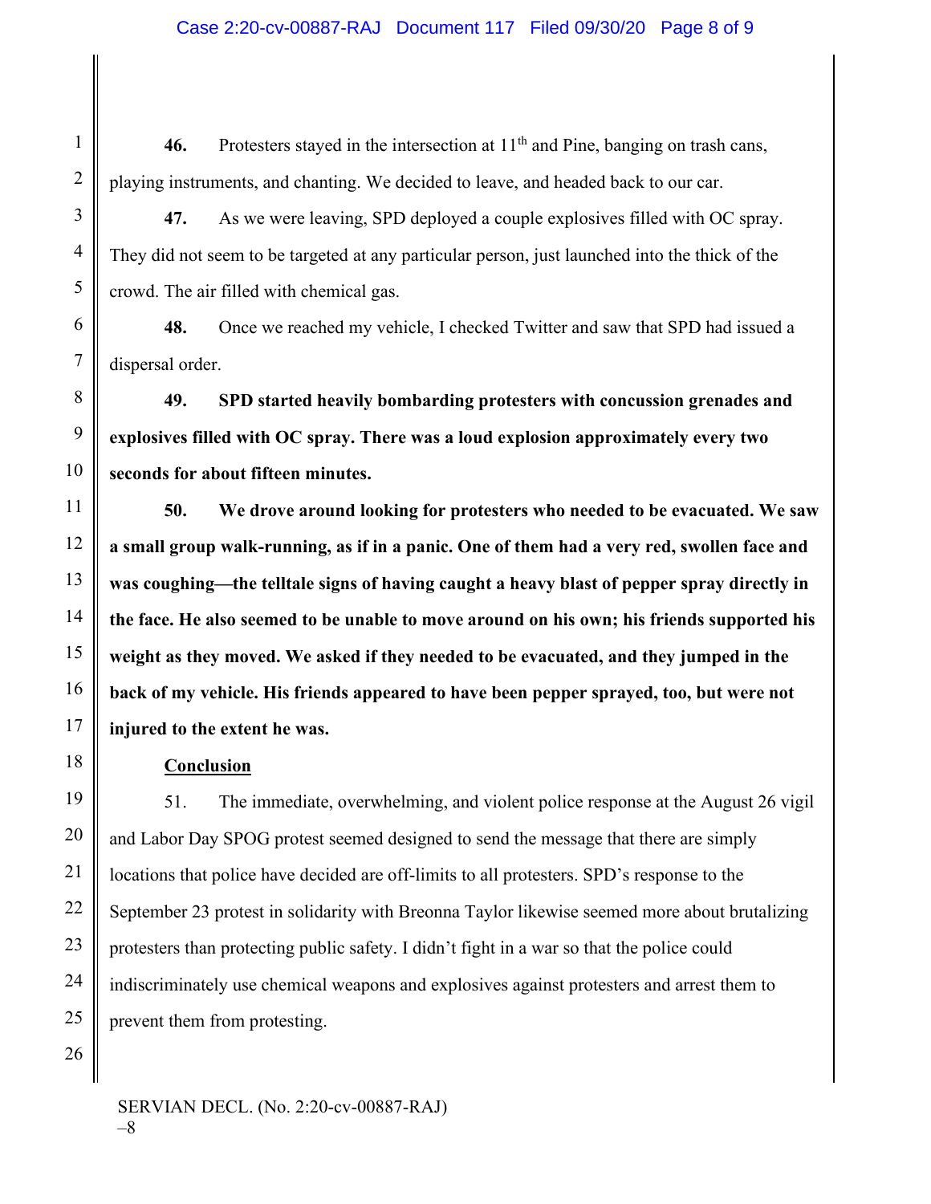**46.** Protesters stayed in the intersection at 11th and Pine, banging on trash cans, playing instruments, and chanting. We decided to leave, and headed back to our car.

**47.** As we were leaving, SPD deployed a couple explosives filled with OC spray. They did not seem to be targeted at any particular person, just launched into the thick of the crowd. The air filled with chemical gas.

**48.** Once we reached my vehicle, I checked Twitter and saw that SPD had issued a dispersal order.

**49. SPD started heavily bombarding protesters with concussion grenades and explosives filled with OC spray. There was a loud explosion approximately every two seconds for about fifteen minutes.**

**50. We drove around looking for protesters who needed to be evacuated. We saw a small group walk-running, as if in a panic. One of them had a very red, swollen face and was coughing—the telltale signs of having caught a heavy blast of pepper spray directly in the face. He also seemed to be unable to move around on his own; his friends supported his weight as they moved. We asked if they needed to be evacuated, and they jumped in the back of my vehicle. His friends appeared to have been pepper sprayed, too, but were not injured to the extent he was.**

## Conclusion

51. The immediate, overwhelming, and violent police response at the August 26 vigil and Labor Day SPOG protest seemed designed to send the message that there are simply locations that police have decided are off-limits to all protesters. SPD's response to the September 23 protest in solidarity with Breonna Taylor likewise seemed more about brutalizing protesters than protecting public safety. I didn't fight in a war so that the police could indiscriminately use chemical weapons and explosives against protesters and arrest them to prevent them from protesting.

SERVIAN DECL. (No. 2:20-cv-00887-RAJ)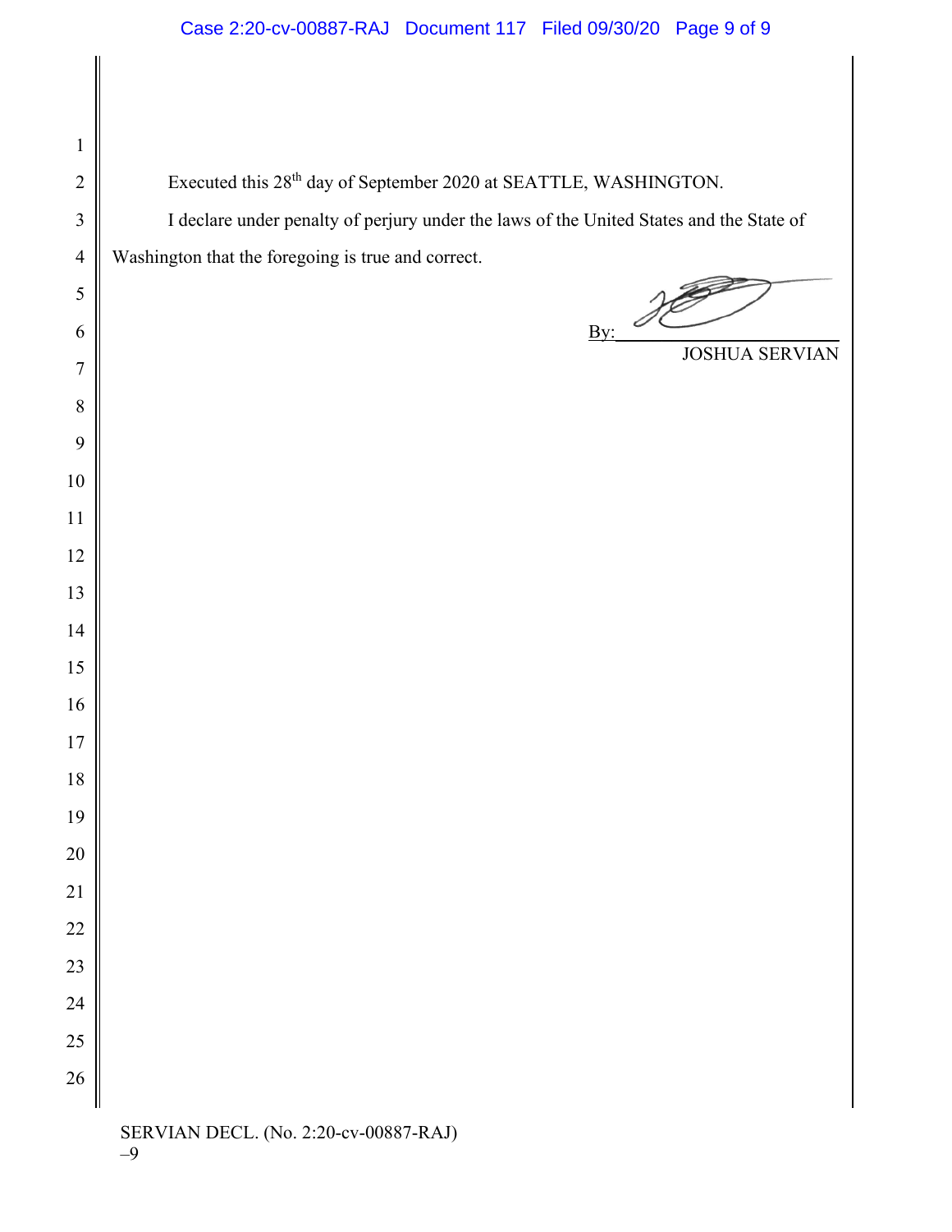Executed this 28th day of September 2020 at SEATTLE, WASHINGTON.

I declare under penalty of perjury under the laws of the United States and the State of Washington that the foregoing is true and correct.

By: ______________________

JOSHUA SERVIAN

SERVIAN DECL. (No. 2:20-cv-00887-RAJ)